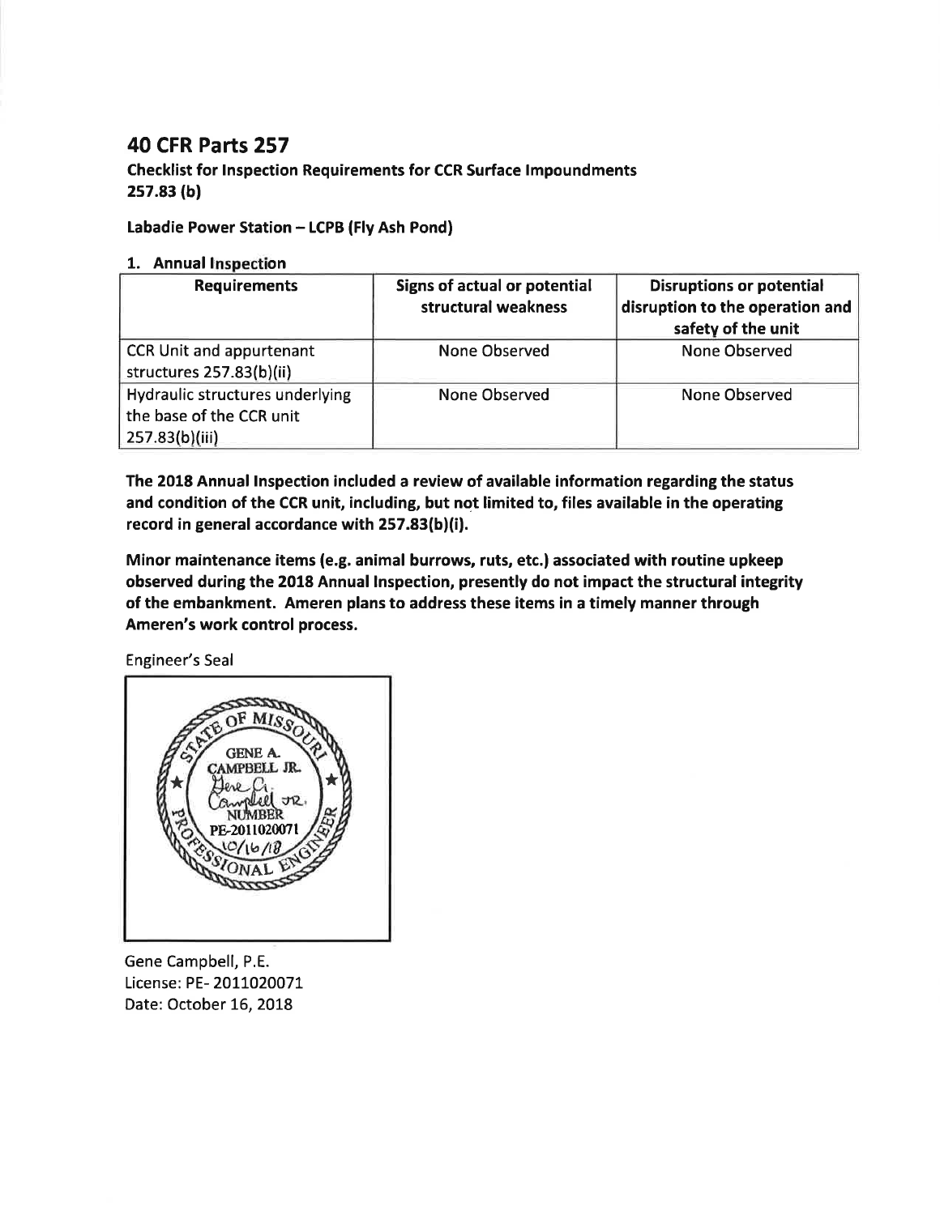# 40 CFR Parts 257

**Checklist for Inspection Requirements for CCR Surface Impoundments**
**257.83 (b)**

**Labadie Power Station – LCPB (Fly Ash Pond)**

**1. Annual Inspection**

| Requirements | Signs of actual or potential structural weakness | Disruptions or potential disruption to the operation and safety of the unit |
|---|---|---|
| CCR Unit and appurtenant structures 257.83(b)(ii) | None Observed | None Observed |
| Hydraulic structures underlying the base of the CCR unit 257.83(b)(iii) | None Observed | None Observed |

**The 2018 Annual Inspection included a review of available information regarding the status and condition of the CCR unit, including, but not limited to, files available in the operating record in general accordance with 257.83(b)(i).**

**Minor maintenance items (e.g. animal burrows, ruts, etc.) associated with routine upkeep observed during the 2018 Annual Inspection, presently do not impact the structural integrity of the embankment. Ameren plans to address these items in a timely manner through Ameren's work control process.**

Engineer's Seal

STATE OF MISSOURI
GENE A. CAMPBELL JR.
NUMBER
PE-2011020071
10/16/18
PROFESSIONAL ENGINEER

Gene Campbell, P.E.
License: PE- 2011020071
Date: October 16, 2018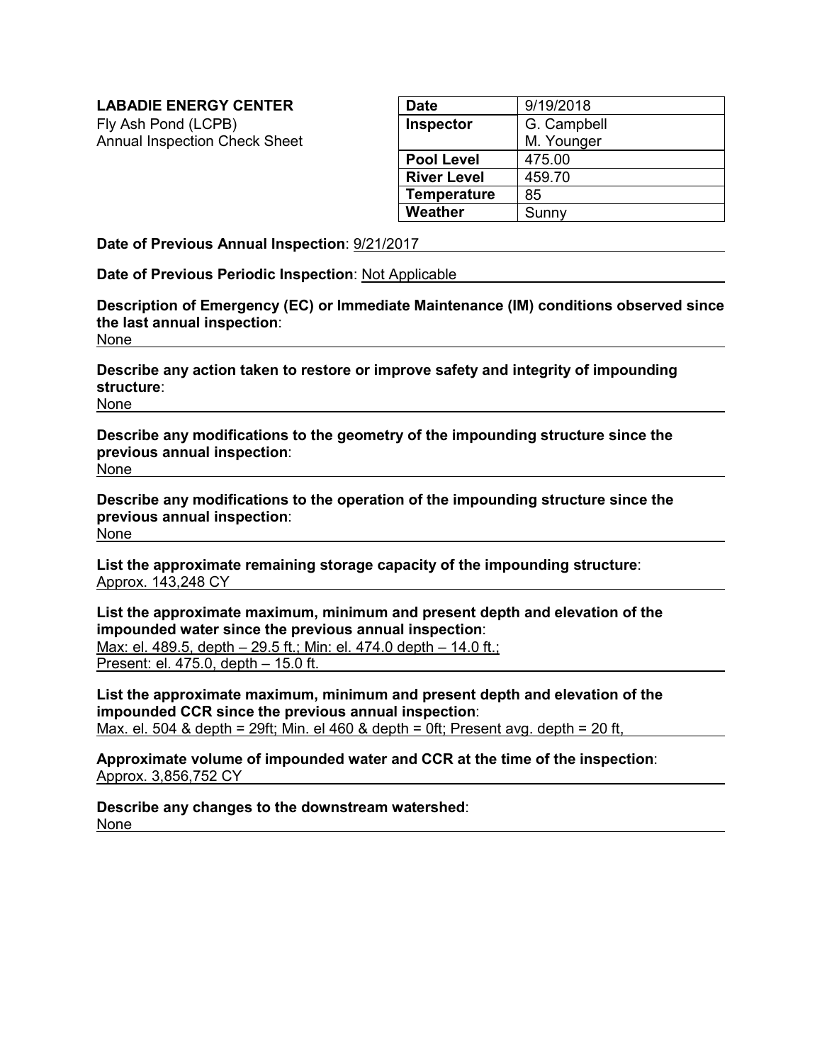**LABADIE ENERGY CENTER**

Fly Ash Pond (LCPB)

Annual Inspection Check Sheet

| | |
|---|---|
| **Date** | 9/19/2018 |
| **Inspector** | G. Campbell<br>M. Younger |
| **Pool Level** | 475.00 |
| **River Level** | 459.70 |
| **Temperature** | 85 |
| **Weather** | Sunny |

**Date of Previous Annual Inspection**: 9/21/2017

**Date of Previous Periodic Inspection**: Not Applicable

**Description of Emergency (EC) or Immediate Maintenance (IM) conditions observed since the last annual inspection**:

None

**Describe any action taken to restore or improve safety and integrity of impounding structure**:

None

**Describe any modifications to the geometry of the impounding structure since the previous annual inspection**:

None

**Describe any modifications to the operation of the impounding structure since the previous annual inspection**:

None

**List the approximate remaining storage capacity of the impounding structure**:

Approx. 143,248 CY

**List the approximate maximum, minimum and present depth and elevation of the impounded water since the previous annual inspection**:

Max: el. 489.5, depth – 29.5 ft.; Min: el. 474.0 depth – 14.0 ft.;
Present: el. 475.0, depth – 15.0 ft.

**List the approximate maximum, minimum and present depth and elevation of the impounded CCR since the previous annual inspection**:

Max. el. 504 & depth = 29ft; Min. el 460 & depth = 0ft; Present avg. depth = 20 ft,

**Approximate volume of impounded water and CCR at the time of the inspection**:

Approx. 3,856,752 CY

**Describe any changes to the downstream watershed**:

None